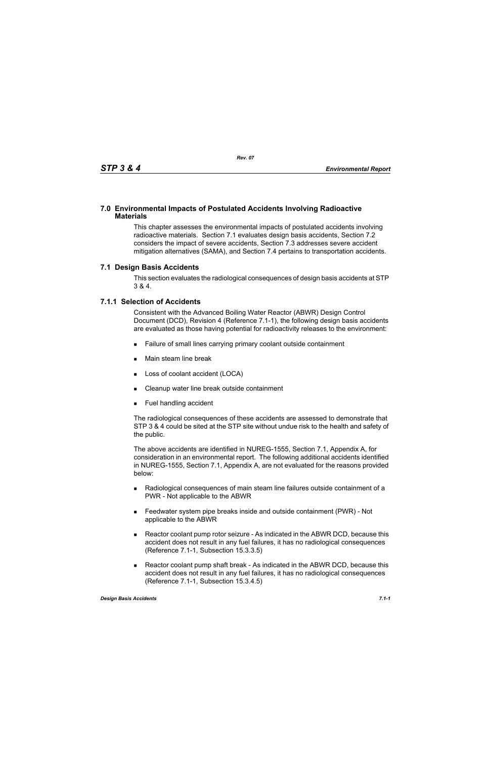## 7.0 Environmental Impacts of Postulated Accidents Involving Radioactive Materials

This chapter assesses the environmental impacts of postulated accidents involving radioactive materials. Section 7.1 evaluates design basis accidents, Section 7.2 considers the impact of severe accidents, Section 7.3 addresses severe accident mitigation alternatives (SAMA), and Section 7.4 pertains to transportation accidents.

## 7.1 Design Basis Accidents

This section evaluates the radiological consequences of design basis accidents at STP 3 & 4.

### 7.1.1 Selection of Accidents

Consistent with the Advanced Boiling Water Reactor (ABWR) Design Control Document (DCD), Revision 4 (Reference 7.1-1), the following design basis accidents are evaluated as those having potential for radioactivity releases to the environment:

- Failure of small lines carrying primary coolant outside containment
- Main steam line break
- Loss of coolant accident (LOCA)
- Cleanup water line break outside containment
- Fuel handling accident

The radiological consequences of these accidents are assessed to demonstrate that STP 3 & 4 could be sited at the STP site without undue risk to the health and safety of the public.

The above accidents are identified in NUREG-1555, Section 7.1, Appendix A, for consideration in an environmental report. The following additional accidents identified in NUREG-1555, Section 7.1, Appendix A, are not evaluated for the reasons provided below:

- Radiological consequences of main steam line failures outside containment of a PWR - Not applicable to the ABWR
- Feedwater system pipe breaks inside and outside containment (PWR) - Not applicable to the ABWR
- Reactor coolant pump rotor seizure - As indicated in the ABWR DCD, because this accident does not result in any fuel failures, it has no radiological consequences (Reference 7.1-1, Subsection 15.3.3.5)
- Reactor coolant pump shaft break - As indicated in the ABWR DCD, because this accident does not result in any fuel failures, it has no radiological consequences (Reference 7.1-1, Subsection 15.3.4.5)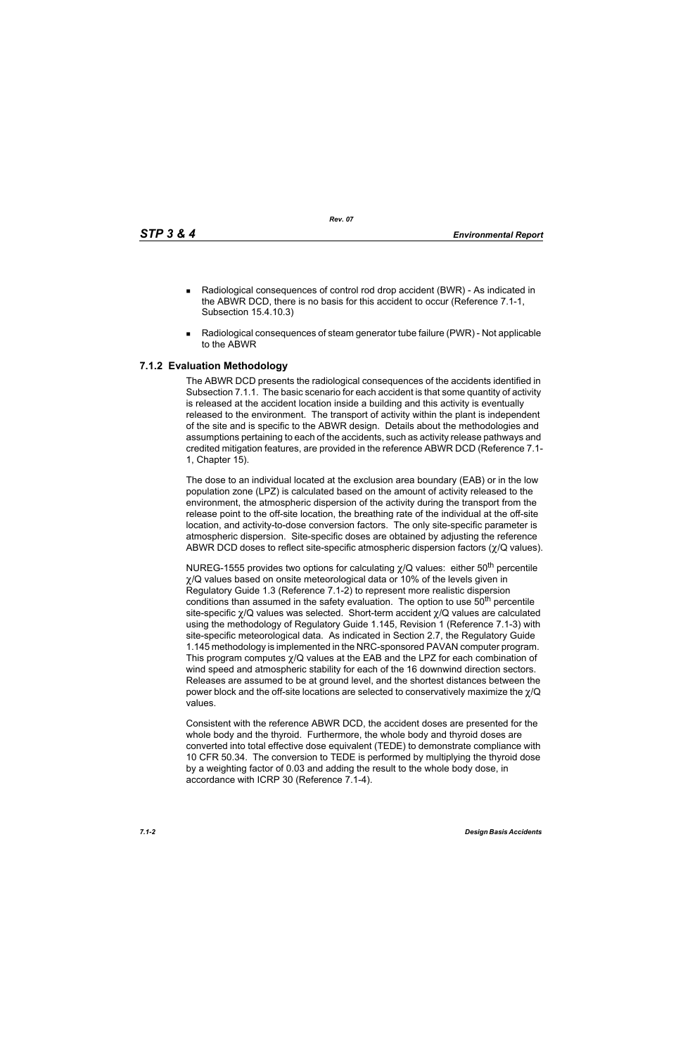- Radiological consequences of control rod drop accident (BWR) - As indicated in the ABWR DCD, there is no basis for this accident to occur (Reference 7.1-1, Subsection 15.4.10.3)
- Radiological consequences of steam generator tube failure (PWR) - Not applicable to the ABWR

### 7.1.2 Evaluation Methodology

The ABWR DCD presents the radiological consequences of the accidents identified in Subsection 7.1.1. The basic scenario for each accident is that some quantity of activity is released at the accident location inside a building and this activity is eventually released to the environment. The transport of activity within the plant is independent of the site and is specific to the ABWR design. Details about the methodologies and assumptions pertaining to each of the accidents, such as activity release pathways and credited mitigation features, are provided in the reference ABWR DCD (Reference 7.1-1, Chapter 15).

The dose to an individual located at the exclusion area boundary (EAB) or in the low population zone (LPZ) is calculated based on the amount of activity released to the environment, the atmospheric dispersion of the activity during the transport from the release point to the off-site location, the breathing rate of the individual at the off-site location, and activity-to-dose conversion factors. The only site-specific parameter is atmospheric dispersion. Site-specific doses are obtained by adjusting the reference ABWR DCD doses to reflect site-specific atmospheric dispersion factors ($\chi/Q$ values).

NUREG-1555 provides two options for calculating $\chi/Q$ values: either 50th percentile $\chi/Q$ values based on onsite meteorological data or 10% of the levels given in Regulatory Guide 1.3 (Reference 7.1-2) to represent more realistic dispersion conditions than assumed in the safety evaluation. The option to use 50th percentile site-specific $\chi/Q$ values was selected. Short-term accident $\chi/Q$ values are calculated using the methodology of Regulatory Guide 1.145, Revision 1 (Reference 7.1-3) with site-specific meteorological data. As indicated in Section 2.7, the Regulatory Guide 1.145 methodology is implemented in the NRC-sponsored PAVAN computer program. This program computes $\chi/Q$ values at the EAB and the LPZ for each combination of wind speed and atmospheric stability for each of the 16 downwind direction sectors. Releases are assumed to be at ground level, and the shortest distances between the power block and the off-site locations are selected to conservatively maximize the $\chi/Q$ values.

Consistent with the reference ABWR DCD, the accident doses are presented for the whole body and the thyroid. Furthermore, the whole body and thyroid doses are converted into total effective dose equivalent (TEDE) to demonstrate compliance with 10 CFR 50.34. The conversion to TEDE is performed by multiplying the thyroid dose by a weighting factor of 0.03 and adding the result to the whole body dose, in accordance with ICRP 30 (Reference 7.1-4).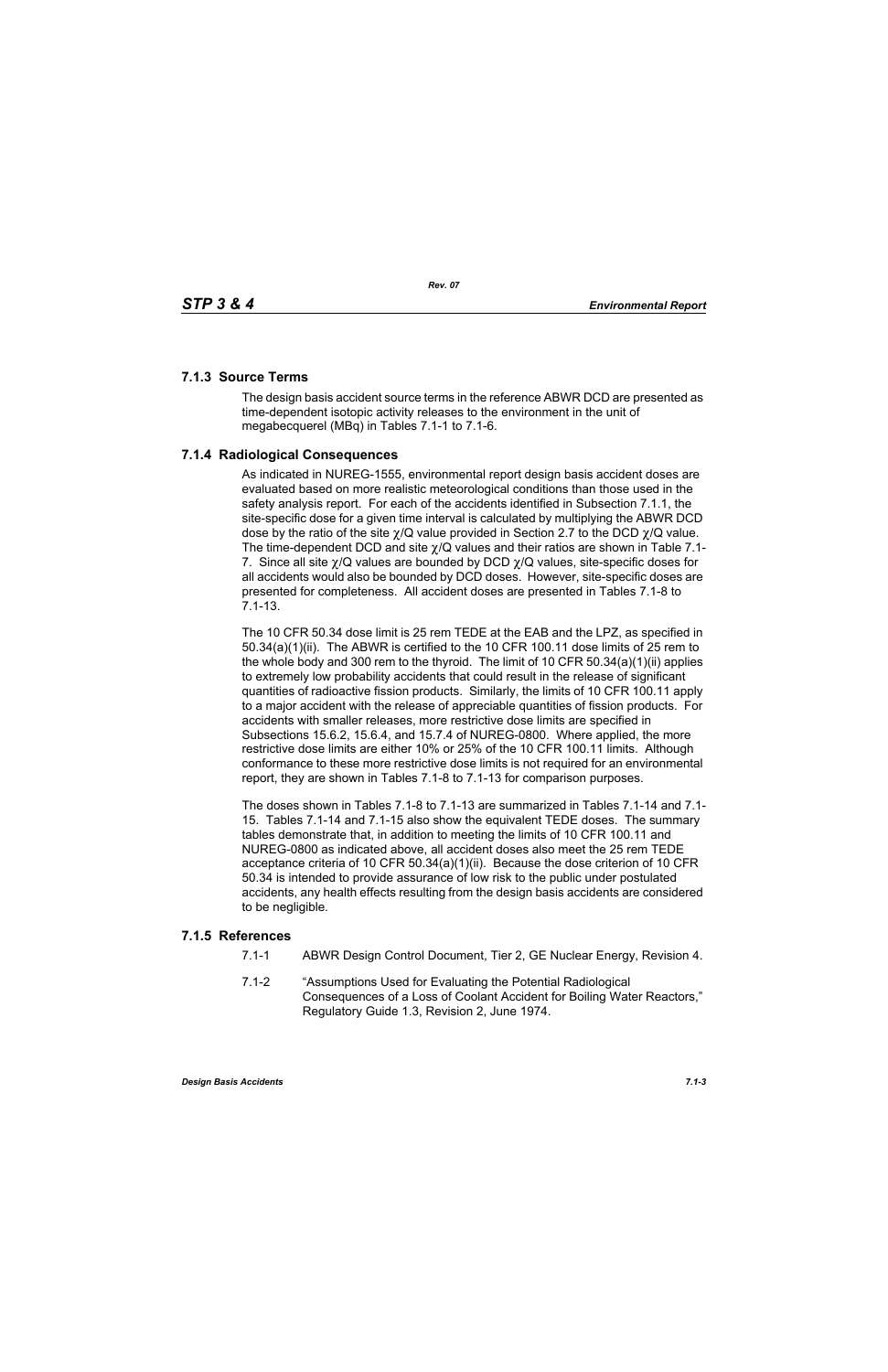### 7.1.3 Source Terms

The design basis accident source terms in the reference ABWR DCD are presented as time-dependent isotopic activity releases to the environment in the unit of megabecquerel (MBq) in Tables 7.1-1 to 7.1-6.

### 7.1.4 Radiological Consequences

As indicated in NUREG-1555, environmental report design basis accident doses are evaluated based on more realistic meteorological conditions than those used in the safety analysis report. For each of the accidents identified in Subsection 7.1.1, the site-specific dose for a given time interval is calculated by multiplying the ABWR DCD dose by the ratio of the site $\chi$/Q value provided in Section 2.7 to the DCD $\chi$/Q value. The time-dependent DCD and site $\chi$/Q values and their ratios are shown in Table 7.1-7. Since all site $\chi$/Q values are bounded by DCD $\chi$/Q values, site-specific doses for all accidents would also be bounded by DCD doses. However, site-specific doses are presented for completeness. All accident doses are presented in Tables 7.1-8 to 7.1-13.

The 10 CFR 50.34 dose limit is 25 rem TEDE at the EAB and the LPZ, as specified in 50.34(a)(1)(ii). The ABWR is certified to the 10 CFR 100.11 dose limits of 25 rem to the whole body and 300 rem to the thyroid. The limit of 10 CFR 50.34(a)(1)(ii) applies to extremely low probability accidents that could result in the release of significant quantities of radioactive fission products. Similarly, the limits of 10 CFR 100.11 apply to a major accident with the release of appreciable quantities of fission products. For accidents with smaller releases, more restrictive dose limits are specified in Subsections 15.6.2, 15.6.4, and 15.7.4 of NUREG-0800. Where applied, the more restrictive dose limits are either 10% or 25% of the 10 CFR 100.11 limits. Although conformance to these more restrictive dose limits is not required for an environmental report, they are shown in Tables 7.1-8 to 7.1-13 for comparison purposes.

The doses shown in Tables 7.1-8 to 7.1-13 are summarized in Tables 7.1-14 and 7.1-15. Tables 7.1-14 and 7.1-15 also show the equivalent TEDE doses. The summary tables demonstrate that, in addition to meeting the limits of 10 CFR 100.11 and NUREG-0800 as indicated above, all accident doses also meet the 25 rem TEDE acceptance criteria of 10 CFR 50.34(a)(1)(ii). Because the dose criterion of 10 CFR 50.34 is intended to provide assurance of low risk to the public under postulated accidents, any health effects resulting from the design basis accidents are considered to be negligible.

### 7.1.5 References

7.1-1 ABWR Design Control Document, Tier 2, GE Nuclear Energy, Revision 4.

7.1-2 "Assumptions Used for Evaluating the Potential Radiological Consequences of a Loss of Coolant Accident for Boiling Water Reactors," Regulatory Guide 1.3, Revision 2, June 1974.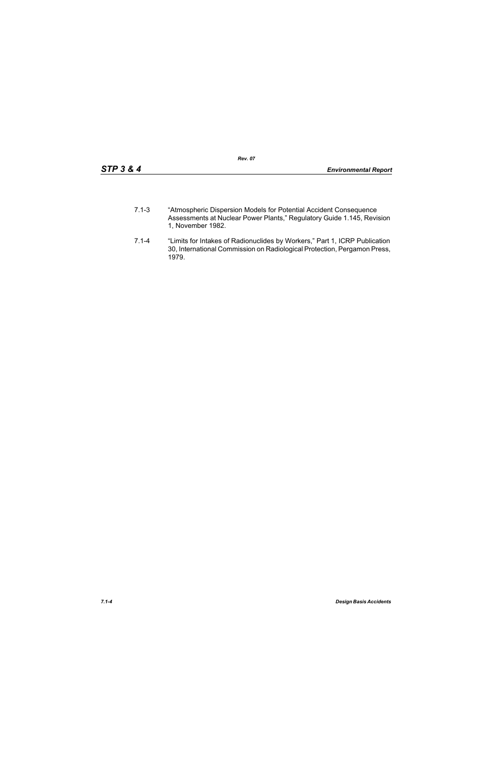7.1-3 "Atmospheric Dispersion Models for Potential Accident Consequence Assessments at Nuclear Power Plants," Regulatory Guide 1.145, Revision 1, November 1982.

7.1-4 "Limits for Intakes of Radionuclides by Workers," Part 1, ICRP Publication 30, International Commission on Radiological Protection, Pergamon Press, 1979.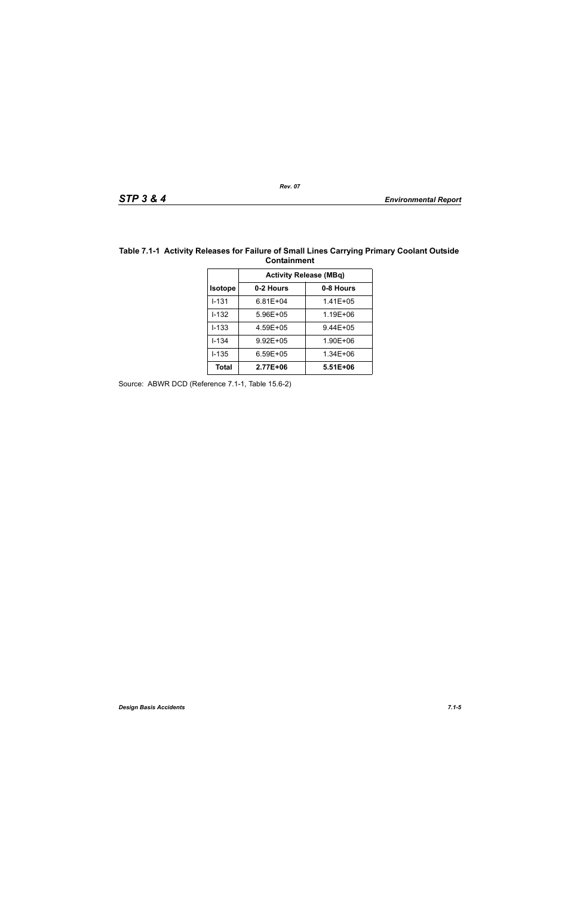**Table 7.1-1 Activity Releases for Failure of Small Lines Carrying Primary Coolant Outside Containment**

| Isotope | Activity Release (MBq) | |
|---|---|---|
| | **0-2 Hours** | **0-8 Hours** |
| I-131 | 6.81E+04 | 1.41E+05 |
| I-132 | 5.96E+05 | 1.19E+06 |
| I-133 | 4.59E+05 | 9.44E+05 |
| I-134 | 9.92E+05 | 1.90E+06 |
| I-135 | 6.59E+05 | 1.34E+06 |
| **Total** | **2.77E+06** | **5.51E+06** |

Source: ABWR DCD (Reference 7.1-1, Table 15.6-2)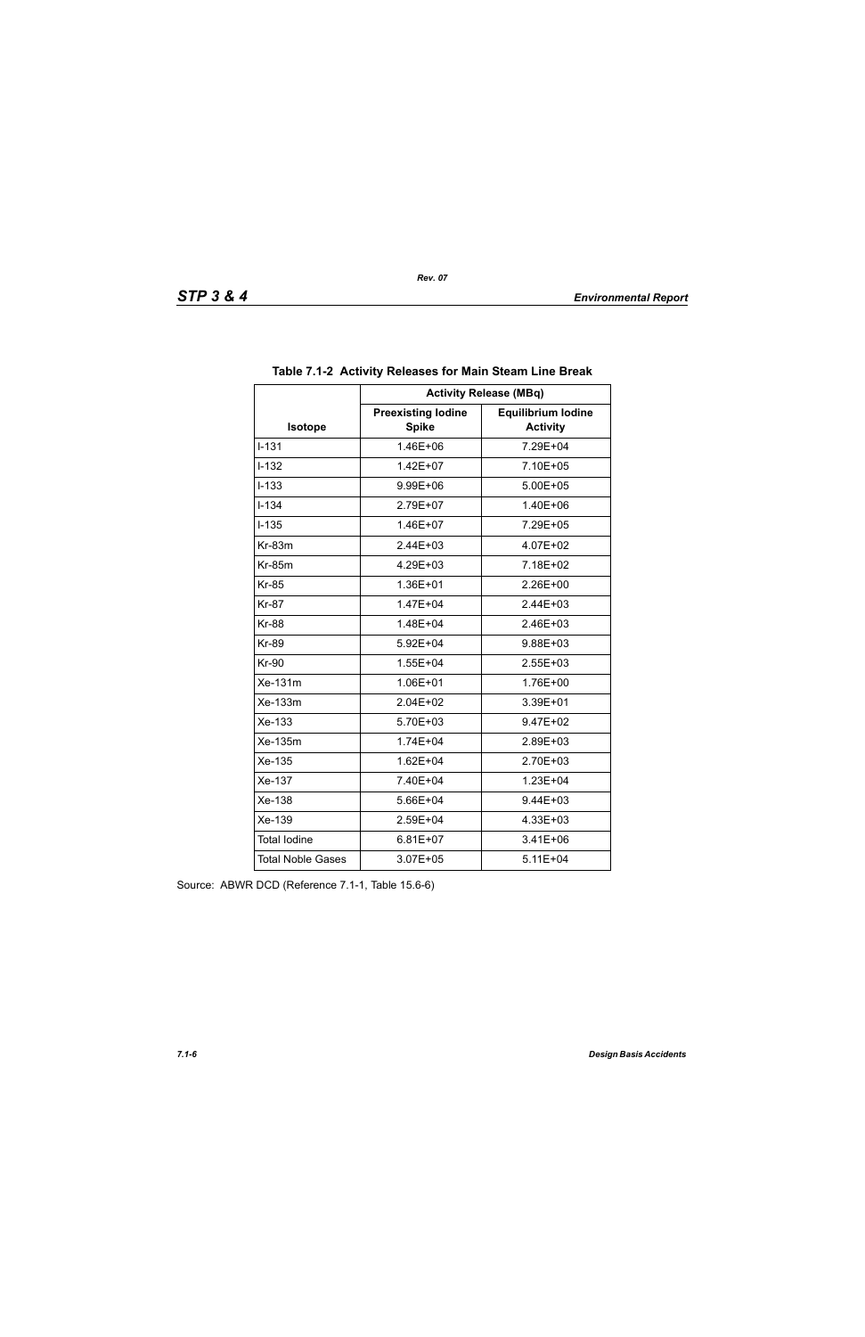**Table 7.1-2 Activity Releases for Main Steam Line Break**

| Isotope | Activity Release (MBq) | |
|---|---|---|
| | Preexisting Iodine Spike | Equilibrium Iodine Activity |
| I-131 | 1.46E+06 | 7.29E+04 |
| I-132 | 1.42E+07 | 7.10E+05 |
| I-133 | 9.99E+06 | 5.00E+05 |
| I-134 | 2.79E+07 | 1.40E+06 |
| I-135 | 1.46E+07 | 7.29E+05 |
| Kr-83m | 2.44E+03 | 4.07E+02 |
| Kr-85m | 4.29E+03 | 7.18E+02 |
| Kr-85 | 1.36E+01 | 2.26E+00 |
| Kr-87 | 1.47E+04 | 2.44E+03 |
| Kr-88 | 1.48E+04 | 2.46E+03 |
| Kr-89 | 5.92E+04 | 9.88E+03 |
| Kr-90 | 1.55E+04 | 2.55E+03 |
| Xe-131m | 1.06E+01 | 1.76E+00 |
| Xe-133m | 2.04E+02 | 3.39E+01 |
| Xe-133 | 5.70E+03 | 9.47E+02 |
| Xe-135m | 1.74E+04 | 2.89E+03 |
| Xe-135 | 1.62E+04 | 2.70E+03 |
| Xe-137 | 7.40E+04 | 1.23E+04 |
| Xe-138 | 5.66E+04 | 9.44E+03 |
| Xe-139 | 2.59E+04 | 4.33E+03 |
| Total Iodine | 6.81E+07 | 3.41E+06 |
| Total Noble Gases | 3.07E+05 | 5.11E+04 |

Source: ABWR DCD (Reference 7.1-1, Table 15.6-6)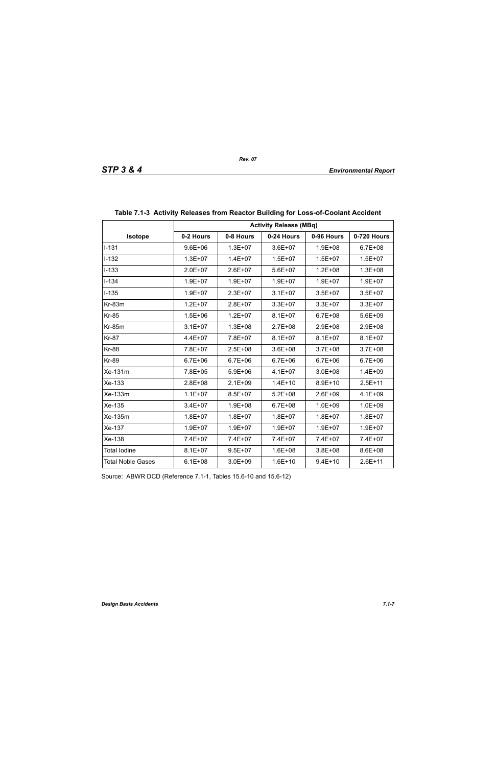**Table 7.1-3 Activity Releases from Reactor Building for Loss-of-Coolant Accident**

| | Activity Release (MBq) | | | | |
|---|---|---|---|---|---|
| **Isotope** | **0-2 Hours** | **0-8 Hours** | **0-24 Hours** | **0-96 Hours** | **0-720 Hours** |
| I-131 | 9.6E+06 | 1.3E+07 | 3.6E+07 | 1.9E+08 | 6.7E+08 |
| I-132 | 1.3E+07 | 1.4E+07 | 1.5E+07 | 1.5E+07 | 1.5E+07 |
| I-133 | 2.0E+07 | 2.6E+07 | 5.6E+07 | 1.2E+08 | 1.3E+08 |
| I-134 | 1.9E+07 | 1.9E+07 | 1.9E+07 | 1.9E+07 | 1.9E+07 |
| I-135 | 1.9E+07 | 2.3E+07 | 3.1E+07 | 3.5E+07 | 3.5E+07 |
| Kr-83m | 1.2E+07 | 2.8E+07 | 3.3E+07 | 3.3E+07 | 3.3E+07 |
| Kr-85 | 1.5E+06 | 1.2E+07 | 8.1E+07 | 6.7E+08 | 5.6E+09 |
| Kr-85m | 3.1E+07 | 1.3E+08 | 2.7E+08 | 2.9E+08 | 2.9E+08 |
| Kr-87 | 4.4E+07 | 7.8E+07 | 8.1E+07 | 8.1E+07 | 8.1E+07 |
| Kr-88 | 7.8E+07 | 2.5E+08 | 3.6E+08 | 3.7E+08 | 3.7E+08 |
| Kr-89 | 6.7E+06 | 6.7E+06 | 6.7E+06 | 6.7E+06 | 6.7E+06 |
| Xe-131m | 7.8E+05 | 5.9E+06 | 4.1E+07 | 3.0E+08 | 1.4E+09 |
| Xe-133 | 2.8E+08 | 2.1E+09 | 1.4E+10 | 8.9E+10 | 2.5E+11 |
| Xe-133m | 1.1E+07 | 8.5E+07 | 5.2E+08 | 2.6E+09 | 4.1E+09 |
| Xe-135 | 3.4E+07 | 1.9E+08 | 6.7E+08 | 1.0E+09 | 1.0E+09 |
| Xe-135m | 1.8E+07 | 1.8E+07 | 1.8E+07 | 1.8E+07 | 1.8E+07 |
| Xe-137 | 1.9E+07 | 1.9E+07 | 1.9E+07 | 1.9E+07 | 1.9E+07 |
| Xe-138 | 7.4E+07 | 7.4E+07 | 7.4E+07 | 7.4E+07 | 7.4E+07 |
| Total Iodine | 8.1E+07 | 9.5E+07 | 1.6E+08 | 3.8E+08 | 8.6E+08 |
| Total Noble Gases | 6.1E+08 | 3.0E+09 | 1.6E+10 | 9.4E+10 | 2.6E+11 |

Source: ABWR DCD (Reference 7.1-1, Tables 15.6-10 and 15.6-12)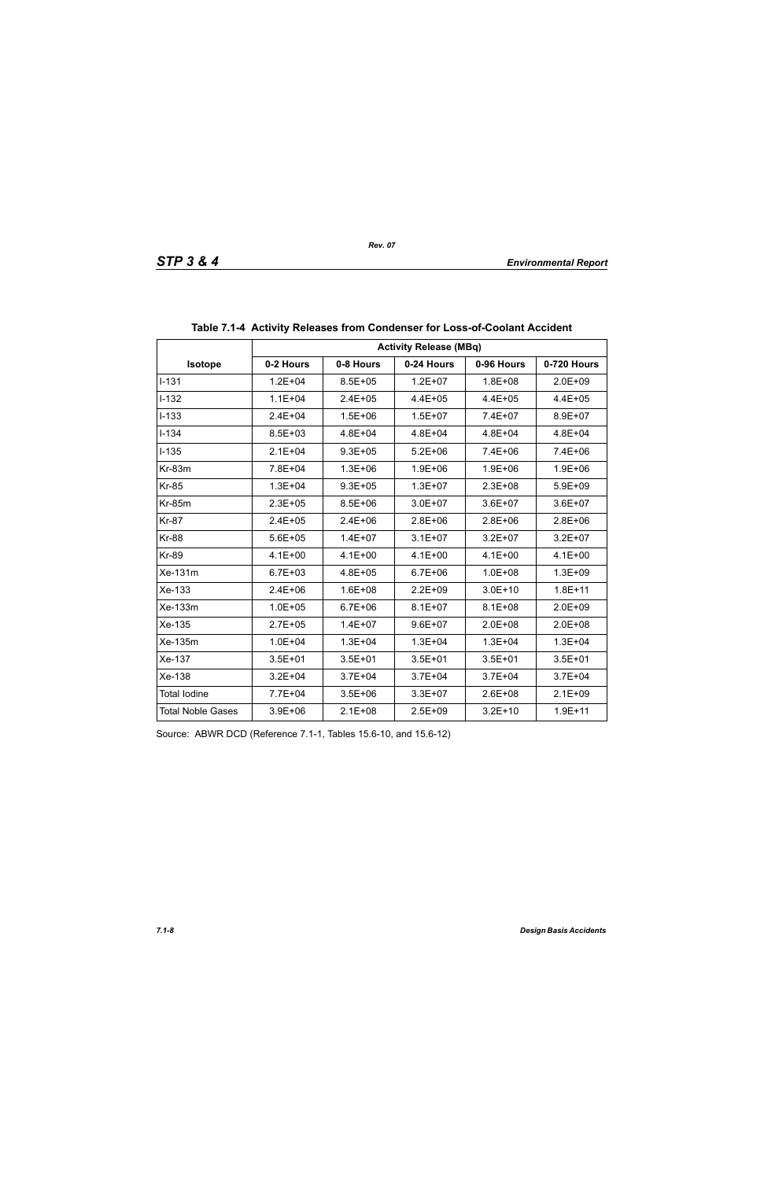**Table 7.1-4 Activity Releases from Condenser for Loss-of-Coolant Accident**

| Isotope | Activity Release (MBq) | | | | |
|---|---|---|---|---|---|
| | 0-2 Hours | 0-8 Hours | 0-24 Hours | 0-96 Hours | 0-720 Hours |
| I-131 | 1.2E+04 | 8.5E+05 | 1.2E+07 | 1.8E+08 | 2.0E+09 |
| I-132 | 1.1E+04 | 2.4E+05 | 4.4E+05 | 4.4E+05 | 4.4E+05 |
| I-133 | 2.4E+04 | 1.5E+06 | 1.5E+07 | 7.4E+07 | 8.9E+07 |
| I-134 | 8.5E+03 | 4.8E+04 | 4.8E+04 | 4.8E+04 | 4.8E+04 |
| I-135 | 2.1E+04 | 9.3E+05 | 5.2E+06 | 7.4E+06 | 7.4E+06 |
| Kr-83m | 7.8E+04 | 1.3E+06 | 1.9E+06 | 1.9E+06 | 1.9E+06 |
| Kr-85 | 1.3E+04 | 9.3E+05 | 1.3E+07 | 2.3E+08 | 5.9E+09 |
| Kr-85m | 2.3E+05 | 8.5E+06 | 3.0E+07 | 3.6E+07 | 3.6E+07 |
| Kr-87 | 2.4E+05 | 2.4E+06 | 2.8E+06 | 2.8E+06 | 2.8E+06 |
| Kr-88 | 5.6E+05 | 1.4E+07 | 3.1E+07 | 3.2E+07 | 3.2E+07 |
| Kr-89 | 4.1E+00 | 4.1E+00 | 4.1E+00 | 4.1E+00 | 4.1E+00 |
| Xe-131m | 6.7E+03 | 4.8E+05 | 6.7E+06 | 1.0E+08 | 1.3E+09 |
| Xe-133 | 2.4E+06 | 1.6E+08 | 2.2E+09 | 3.0E+10 | 1.8E+11 |
| Xe-133m | 1.0E+05 | 6.7E+06 | 8.1E+07 | 8.1E+08 | 2.0E+09 |
| Xe-135 | 2.7E+05 | 1.4E+07 | 9.6E+07 | 2.0E+08 | 2.0E+08 |
| Xe-135m | 1.0E+04 | 1.3E+04 | 1.3E+04 | 1.3E+04 | 1.3E+04 |
| Xe-137 | 3.5E+01 | 3.5E+01 | 3.5E+01 | 3.5E+01 | 3.5E+01 |
| Xe-138 | 3.2E+04 | 3.7E+04 | 3.7E+04 | 3.7E+04 | 3.7E+04 |
| Total Iodine | 7.7E+04 | 3.5E+06 | 3.3E+07 | 2.6E+08 | 2.1E+09 |
| Total Noble Gases | 3.9E+06 | 2.1E+08 | 2.5E+09 | 3.2E+10 | 1.9E+11 |

Source: ABWR DCD (Reference 7.1-1, Tables 15.6-10, and 15.6-12)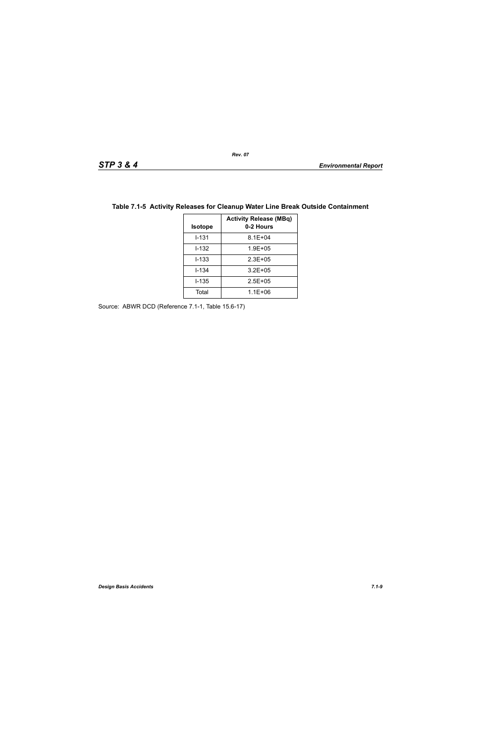**Table 7.1-5 Activity Releases for Cleanup Water Line Break Outside Containment**

| Isotope | Activity Release (MBq) 0-2 Hours |
|---|---|
| I-131 | 8.1E+04 |
| I-132 | 1.9E+05 |
| I-133 | 2.3E+05 |
| I-134 | 3.2E+05 |
| I-135 | 2.5E+05 |
| Total | 1.1E+06 |

Source: ABWR DCD (Reference 7.1-1, Table 15.6-17)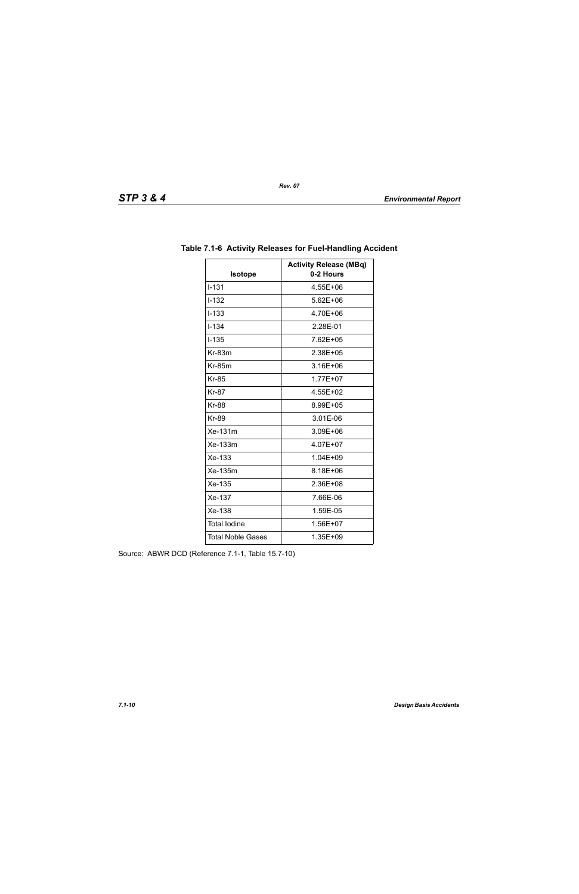**Table 7.1-6 Activity Releases for Fuel-Handling Accident**

| Isotope | Activity Release (MBq) 0-2 Hours |
|---|---|
| I-131 | 4.55E+06 |
| I-132 | 5.62E+06 |
| I-133 | 4.70E+06 |
| I-134 | 2.28E-01 |
| I-135 | 7.62E+05 |
| Kr-83m | 2.38E+05 |
| Kr-85m | 3.16E+06 |
| Kr-85 | 1.77E+07 |
| Kr-87 | 4.55E+02 |
| Kr-88 | 8.99E+05 |
| Kr-89 | 3.01E-06 |
| Xe-131m | 3.09E+06 |
| Xe-133m | 4.07E+07 |
| Xe-133 | 1.04E+09 |
| Xe-135m | 8.18E+06 |
| Xe-135 | 2.36E+08 |
| Xe-137 | 7.66E-06 |
| Xe-138 | 1.59E-05 |
| Total Iodine | 1.56E+07 |
| Total Noble Gases | 1.35E+09 |

Source: ABWR DCD (Reference 7.1-1, Table 15.7-10)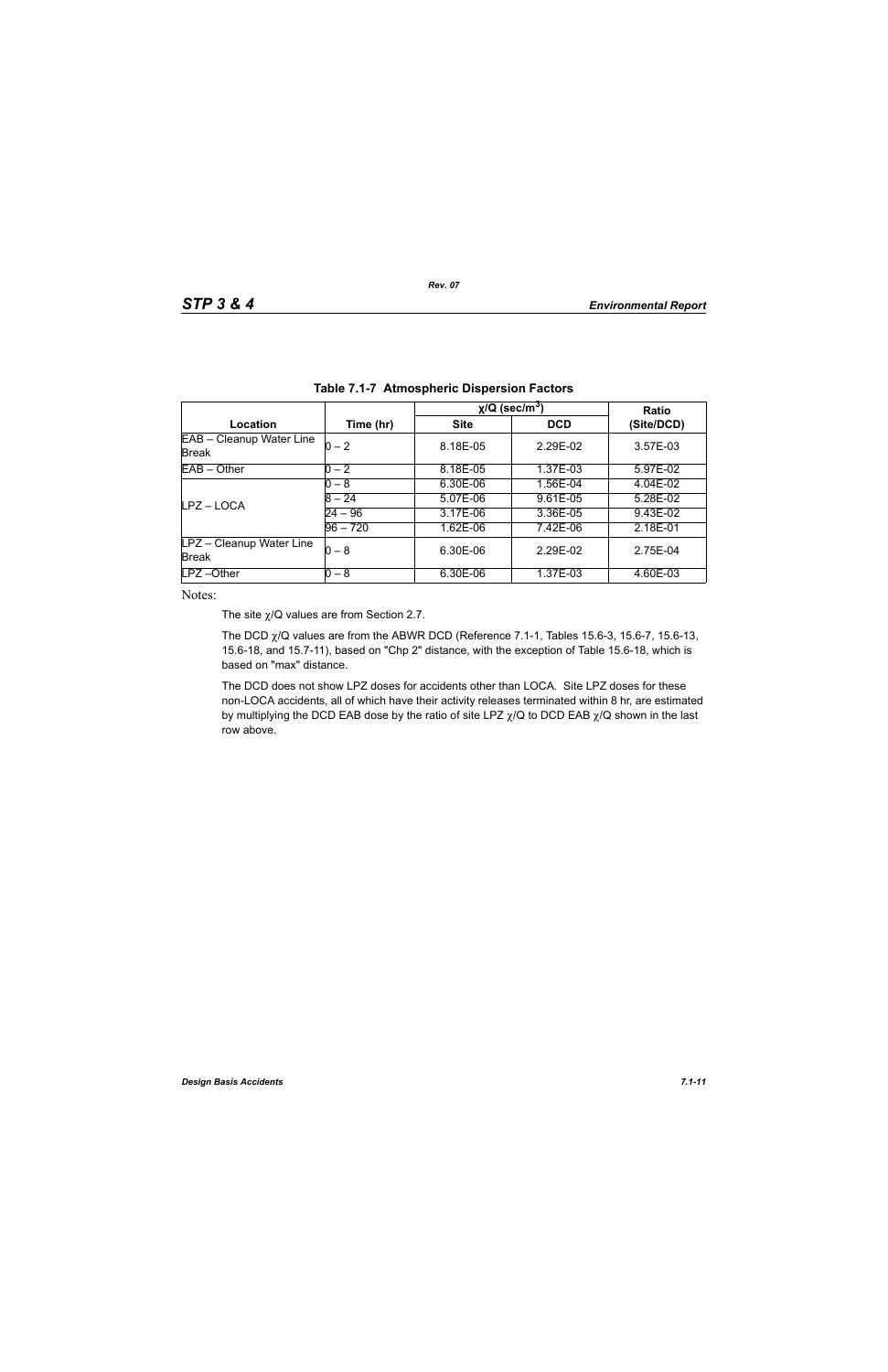**Table 7.1-7 Atmospheric Dispersion Factors**

| Location | Time (hr) | χ/Q (sec/m$^3$) | | Ratio (Site/DCD) |
|---|---|---|---|---|
| | | Site | DCD | |
| EAB – Cleanup Water Line Break | 0 – 2 | 8.18E-05 | 2.29E-02 | 3.57E-03 |
| EAB – Other | 0 – 2 | 8.18E-05 | 1.37E-03 | 5.97E-02 |
| LPZ – LOCA | 0 – 8 | 6.30E-06 | 1.56E-04 | 4.04E-02 |
| | 8 – 24 | 5.07E-06 | 9.61E-05 | 5.28E-02 |
| | 24 – 96 | 3.17E-06 | 3.36E-05 | 9.43E-02 |
| | 96 – 720 | 1.62E-06 | 7.42E-06 | 2.18E-01 |
| LPZ – Cleanup Water Line Break | 0 – 8 | 6.30E-06 | 2.29E-02 | 2.75E-04 |
| LPZ –Other | 0 – 8 | 6.30E-06 | 1.37E-03 | 4.60E-03 |

Notes:

The site χ/Q values are from Section 2.7.

The DCD χ/Q values are from the ABWR DCD (Reference 7.1-1, Tables 15.6-3, 15.6-7, 15.6-13, 15.6-18, and 15.7-11), based on "Chp 2" distance, with the exception of Table 15.6-18, which is based on "max" distance.

The DCD does not show LPZ doses for accidents other than LOCA. Site LPZ doses for these non-LOCA accidents, all of which have their activity releases terminated within 8 hr, are estimated by multiplying the DCD EAB dose by the ratio of site LPZ χ/Q to DCD EAB χ/Q shown in the last row above.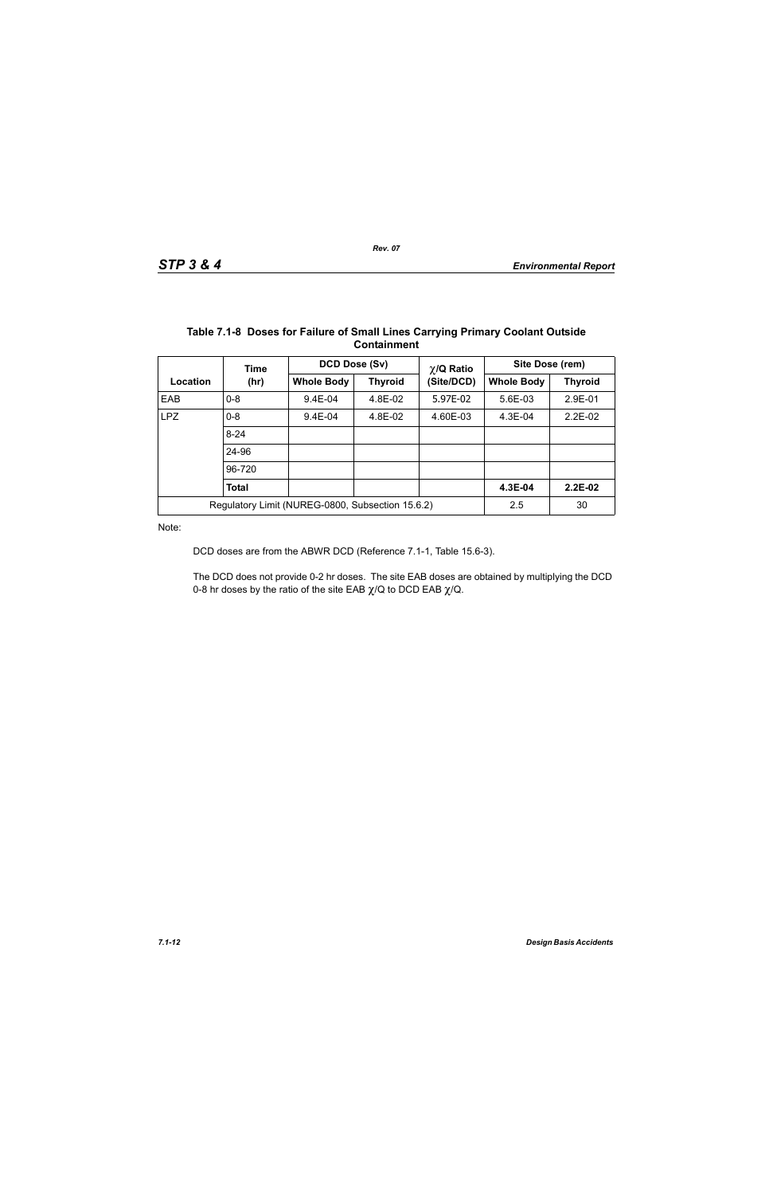**Table 7.1-8 Doses for Failure of Small Lines Carrying Primary Coolant Outside Containment**

| Location | Time (hr) | DCD Dose (Sv) | | $\chi$/Q Ratio (Site/DCD) | Site Dose (rem) | |
|---|---|---|---|---|---|---|
| | | Whole Body | Thyroid | | Whole Body | Thyroid |
| EAB | 0-8 | 9.4E-04 | 4.8E-02 | 5.97E-02 | 5.6E-03 | 2.9E-01 |
| LPZ | 0-8 | 9.4E-04 | 4.8E-02 | 4.60E-03 | 4.3E-04 | 2.2E-02 |
| | 8-24 | | | | | |
| | 24-96 | | | | | |
| | 96-720 | | | | | |
| | **Total** | | | | **4.3E-04** | **2.2E-02** |
| Regulatory Limit (NUREG-0800, Subsection 15.6.2) | | | | | 2.5 | 30 |

Note:

DCD doses are from the ABWR DCD (Reference 7.1-1, Table 15.6-3).

The DCD does not provide 0-2 hr doses. The site EAB doses are obtained by multiplying the DCD 0-8 hr doses by the ratio of the site EAB $\chi$/Q to DCD EAB $\chi$/Q.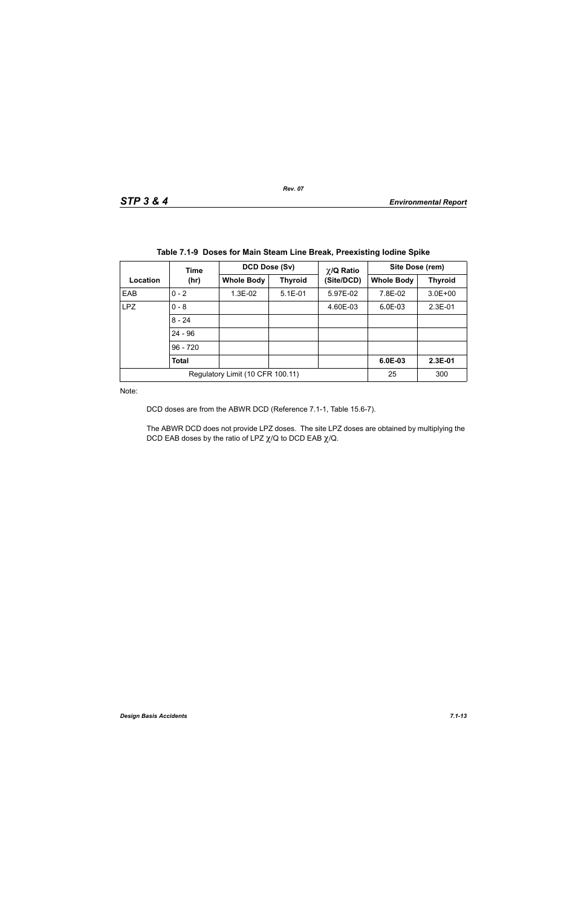**Table 7.1-9 Doses for Main Steam Line Break, Preexisting Iodine Spike**

| Location | Time (hr) | DCD Dose (Sv) | | $\chi$/Q Ratio (Site/DCD) | Site Dose (rem) | |
|---|---|---|---|---|---|---|
| | | Whole Body | Thyroid | | Whole Body | Thyroid |
| EAB | 0 - 2 | 1.3E-02 | 5.1E-01 | 5.97E-02 | 7.8E-02 | 3.0E+00 |
| LPZ | 0 - 8 | | | 4.60E-03 | 6.0E-03 | 2.3E-01 |
| | 8 - 24 | | | | | |
| | 24 - 96 | | | | | |
| | 96 - 720 | | | | | |
| | **Total** | | | | **6.0E-03** | **2.3E-01** |
| Regulatory Limit (10 CFR 100.11) | | | | | 25 | 300 |

Note:

DCD doses are from the ABWR DCD (Reference 7.1-1, Table 15.6-7).

The ABWR DCD does not provide LPZ doses. The site LPZ doses are obtained by multiplying the DCD EAB doses by the ratio of LPZ $\chi$/Q to DCD EAB $\chi$/Q.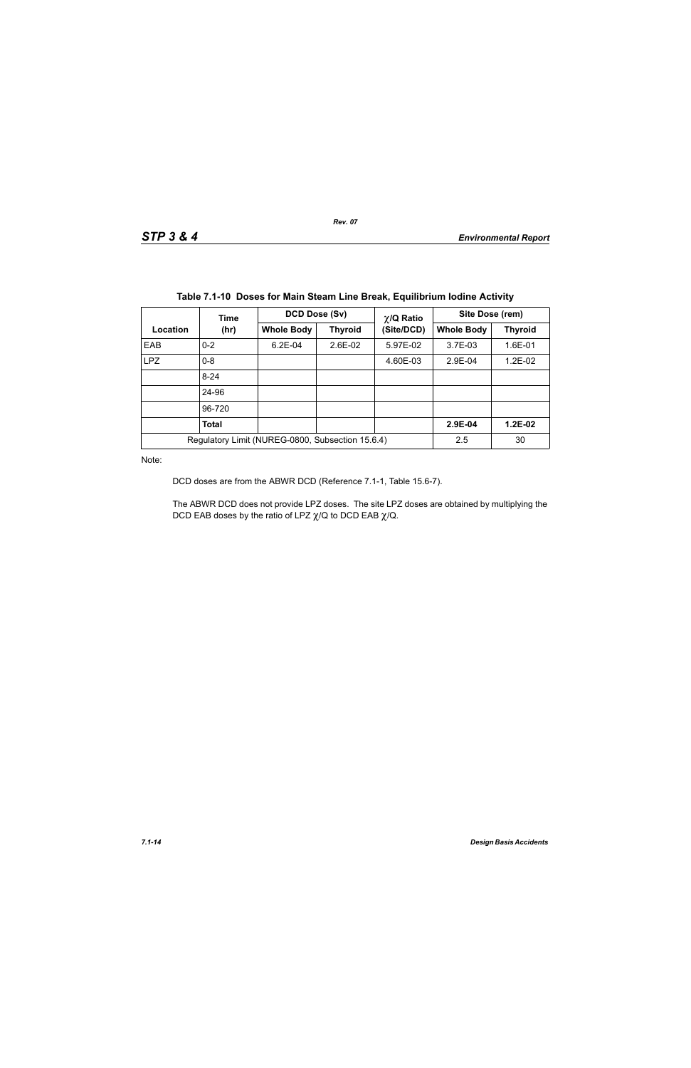**Table 7.1-10 Doses for Main Steam Line Break, Equilibrium Iodine Activity**

| Location | Time (hr) | DCD Dose (Sv) | | $\chi$/Q Ratio (Site/DCD) | Site Dose (rem) | |
|---|---|---|---|---|---|---|
| | | Whole Body | Thyroid | | Whole Body | Thyroid |
| EAB | 0-2 | 6.2E-04 | 2.6E-02 | 5.97E-02 | 3.7E-03 | 1.6E-01 |
| LPZ | 0-8 | | | 4.60E-03 | 2.9E-04 | 1.2E-02 |
| | 8-24 | | | | | |
| | 24-96 | | | | | |
| | 96-720 | | | | | |
| | **Total** | | | | **2.9E-04** | **1.2E-02** |
| Regulatory Limit (NUREG-0800, Subsection 15.6.4) | | | | | 2.5 | 30 |

Note:

DCD doses are from the ABWR DCD (Reference 7.1-1, Table 15.6-7).

The ABWR DCD does not provide LPZ doses. The site LPZ doses are obtained by multiplying the DCD EAB doses by the ratio of LPZ $\chi$/Q to DCD EAB $\chi$/Q.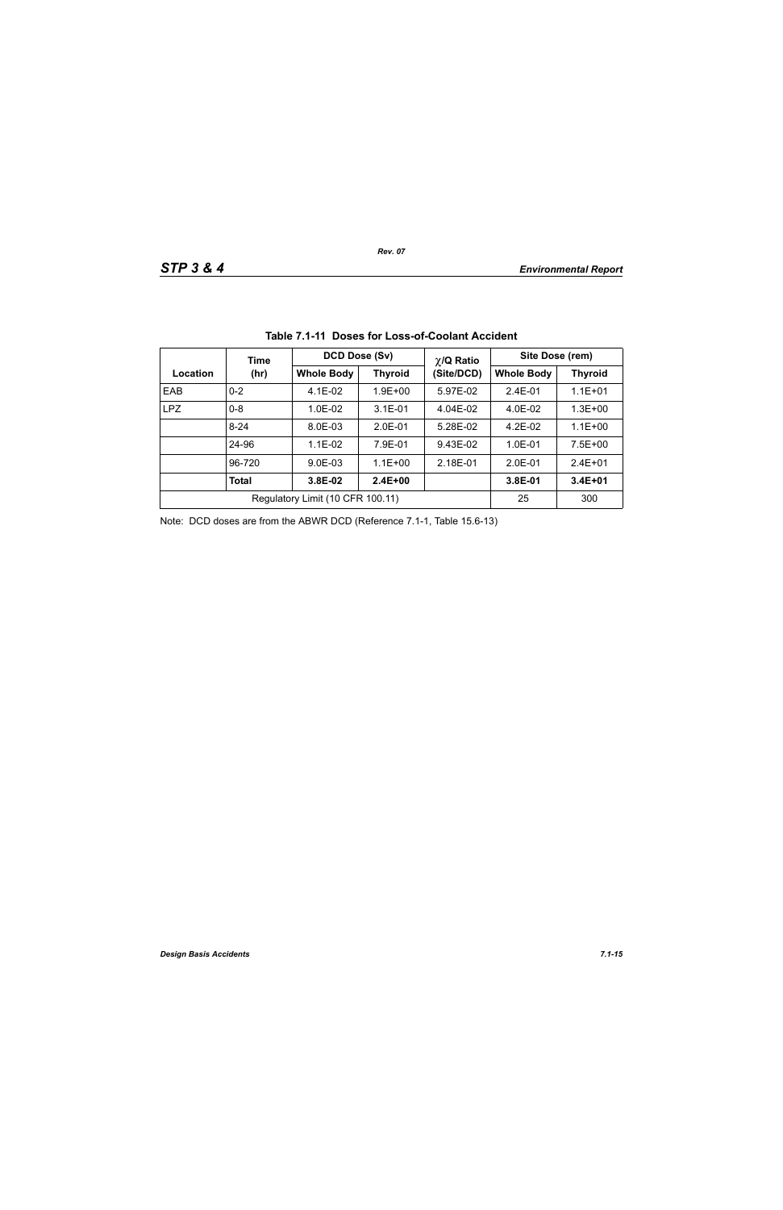**Table 7.1-11 Doses for Loss-of-Coolant Accident**

| Location | Time (hr) | DCD Dose (Sv) | | $\chi$/Q Ratio (Site/DCD) | Site Dose (rem) | |
|---|---|---|---|---|---|---|
| | | Whole Body | Thyroid | | Whole Body | Thyroid |
| EAB | 0-2 | 4.1E-02 | 1.9E+00 | 5.97E-02 | 2.4E-01 | 1.1E+01 |
| LPZ | 0-8 | 1.0E-02 | 3.1E-01 | 4.04E-02 | 4.0E-02 | 1.3E+00 |
| | 8-24 | 8.0E-03 | 2.0E-01 | 5.28E-02 | 4.2E-02 | 1.1E+00 |
| | 24-96 | 1.1E-02 | 7.9E-01 | 9.43E-02 | 1.0E-01 | 7.5E+00 |
| | 96-720 | 9.0E-03 | 1.1E+00 | 2.18E-01 | 2.0E-01 | 2.4E+01 |
| | **Total** | **3.8E-02** | **2.4E+00** | | **3.8E-01** | **3.4E+01** |
| Regulatory Limit (10 CFR 100.11) | | | | | 25 | 300 |

Note: DCD doses are from the ABWR DCD (Reference 7.1-1, Table 15.6-13)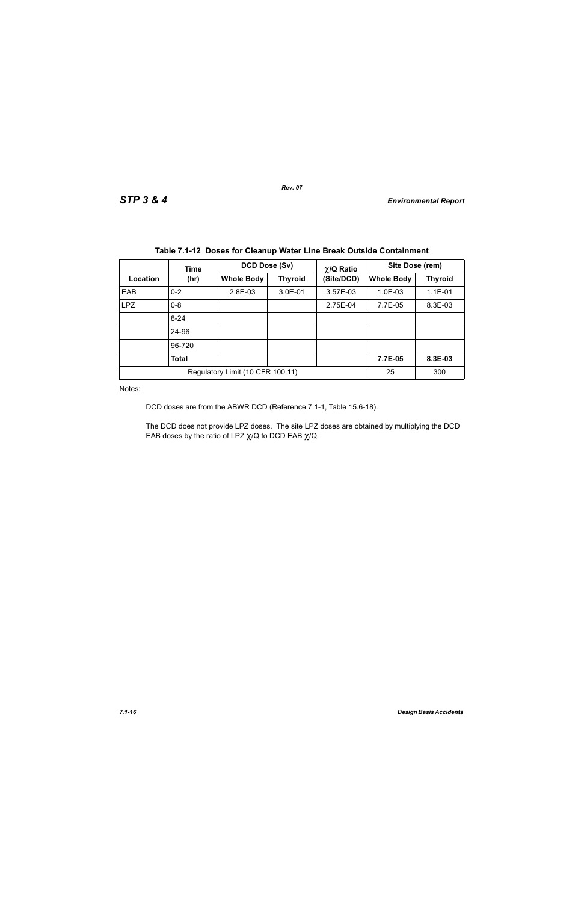**Table 7.1-12 Doses for Cleanup Water Line Break Outside Containment**

| Location | Time (hr) | DCD Dose (Sv) | | $\chi$/Q Ratio (Site/DCD) | Site Dose (rem) | |
|---|---|---|---|---|---|---|
| | | Whole Body | Thyroid | | Whole Body | Thyroid |
| EAB | 0-2 | 2.8E-03 | 3.0E-01 | 3.57E-03 | 1.0E-03 | 1.1E-01 |
| LPZ | 0-8 | | | 2.75E-04 | 7.7E-05 | 8.3E-03 |
| | 8-24 | | | | | |
| | 24-96 | | | | | |
| | 96-720 | | | | | |
| | **Total** | | | | **7.7E-05** | **8.3E-03** |
| Regulatory Limit (10 CFR 100.11) | | | | | 25 | 300 |

Notes:

DCD doses are from the ABWR DCD (Reference 7.1-1, Table 15.6-18).

The DCD does not provide LPZ doses. The site LPZ doses are obtained by multiplying the DCD EAB doses by the ratio of LPZ $\chi$/Q to DCD EAB $\chi$/Q.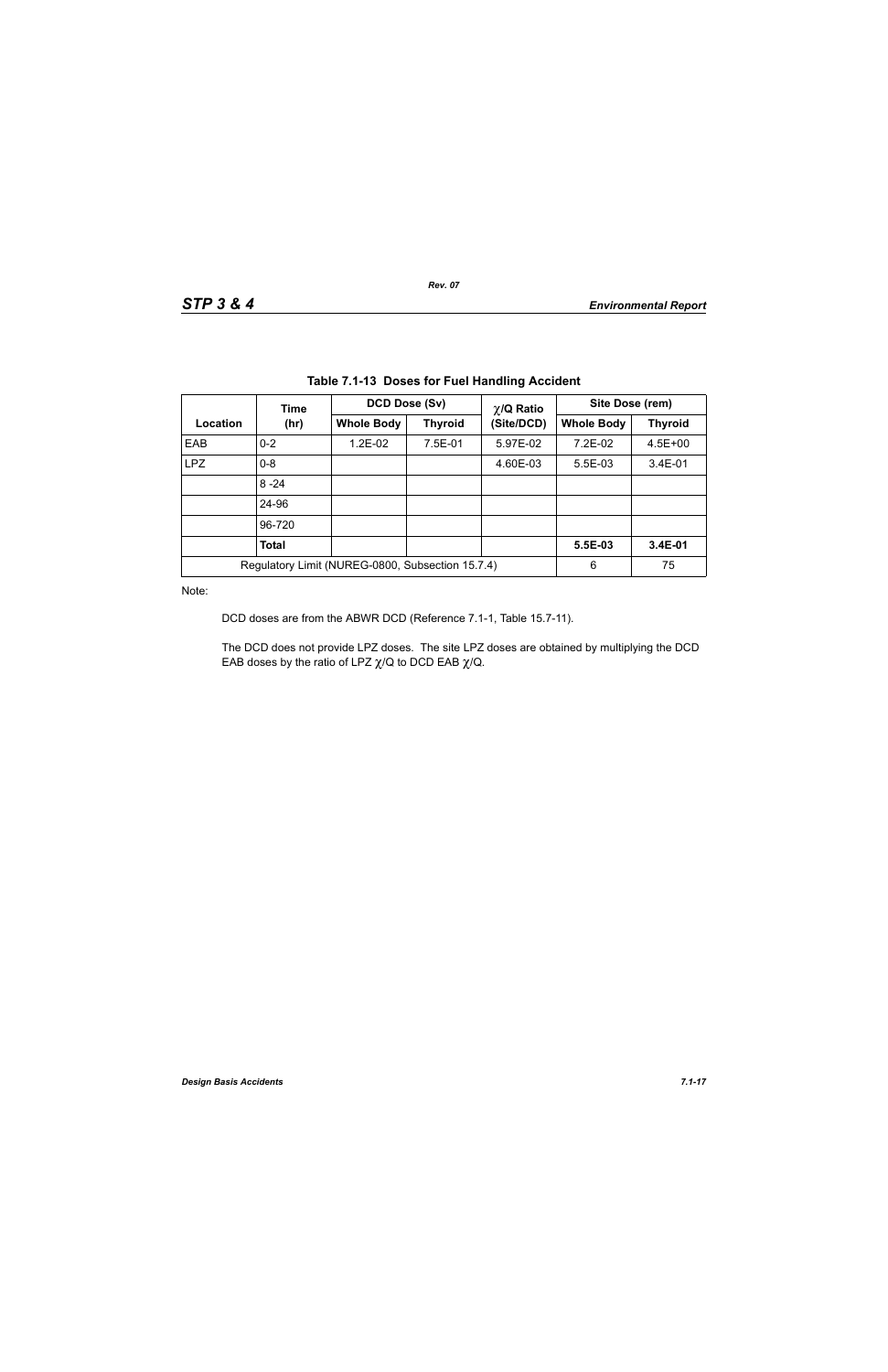### Table 7.1-13 Doses for Fuel Handling Accident

| Location | Time (hr) | DCD Dose (Sv) | | $\chi$/Q Ratio (Site/DCD) | Site Dose (rem) | |
|---|---|---|---|---|---|---|
| | | Whole Body | Thyroid | | Whole Body | Thyroid |
| EAB | 0-2 | 1.2E-02 | 7.5E-01 | 5.97E-02 | 7.2E-02 | 4.5E+00 |
| LPZ | 0-8 | | | 4.60E-03 | 5.5E-03 | 3.4E-01 |
| | 8 -24 | | | | | |
| | 24-96 | | | | | |
| | 96-720 | | | | | |
| | **Total** | | | | **5.5E-03** | **3.4E-01** |
| Regulatory Limit (NUREG-0800, Subsection 15.7.4) | | | | | 6 | 75 |

Note:

DCD doses are from the ABWR DCD (Reference 7.1-1, Table 15.7-11).

The DCD does not provide LPZ doses. The site LPZ doses are obtained by multiplying the DCD EAB doses by the ratio of LPZ $\chi$/Q to DCD EAB $\chi$/Q.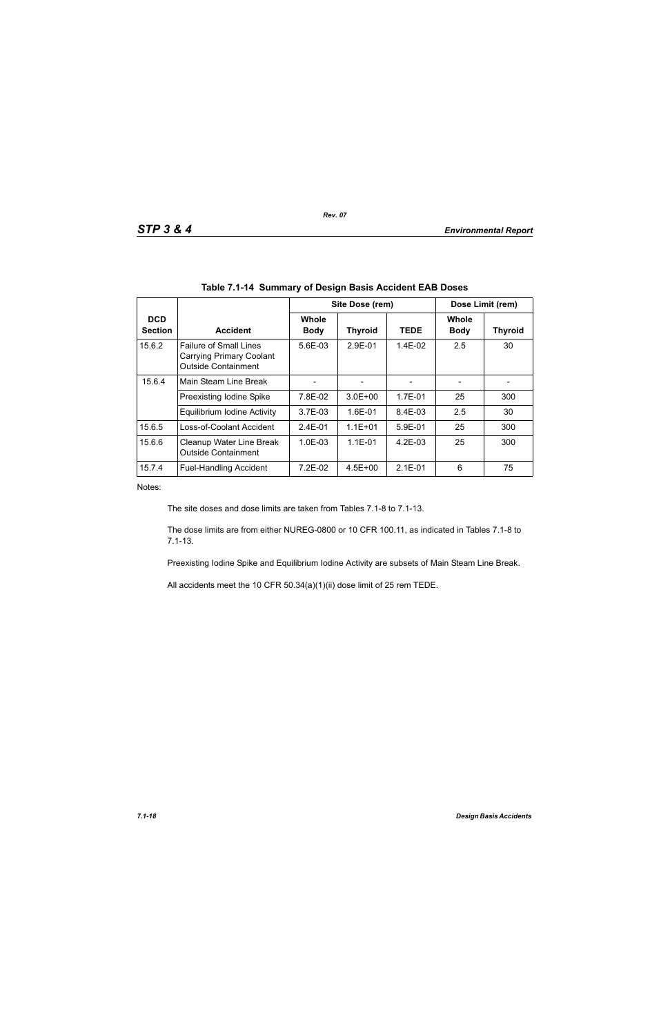**Table 7.1-14 Summary of Design Basis Accident EAB Doses**

| DCD Section | Accident | Site Dose (rem) | | | Dose Limit (rem) | |
|---|---|---|---|---|---|---|
| | | Whole Body | Thyroid | TEDE | Whole Body | Thyroid |
| 15.6.2 | Failure of Small Lines Carrying Primary Coolant Outside Containment | 5.6E-03 | 2.9E-01 | 1.4E-02 | 2.5 | 30 |
| 15.6.4 | Main Steam Line Break | - | - | - | - | - |
| | Preexisting Iodine Spike | 7.8E-02 | 3.0E+00 | 1.7E-01 | 25 | 300 |
| | Equilibrium Iodine Activity | 3.7E-03 | 1.6E-01 | 8.4E-03 | 2.5 | 30 |
| 15.6.5 | Loss-of-Coolant Accident | 2.4E-01 | 1.1E+01 | 5.9E-01 | 25 | 300 |
| 15.6.6 | Cleanup Water Line Break Outside Containment | 1.0E-03 | 1.1E-01 | 4.2E-03 | 25 | 300 |
| 15.7.4 | Fuel-Handling Accident | 7.2E-02 | 4.5E+00 | 2.1E-01 | 6 | 75 |

Notes:

The site doses and dose limits are taken from Tables 7.1-8 to 7.1-13.

The dose limits are from either NUREG-0800 or 10 CFR 100.11, as indicated in Tables 7.1-8 to 7.1-13.

Preexisting Iodine Spike and Equilibrium Iodine Activity are subsets of Main Steam Line Break.

All accidents meet the 10 CFR 50.34(a)(1)(ii) dose limit of 25 rem TEDE.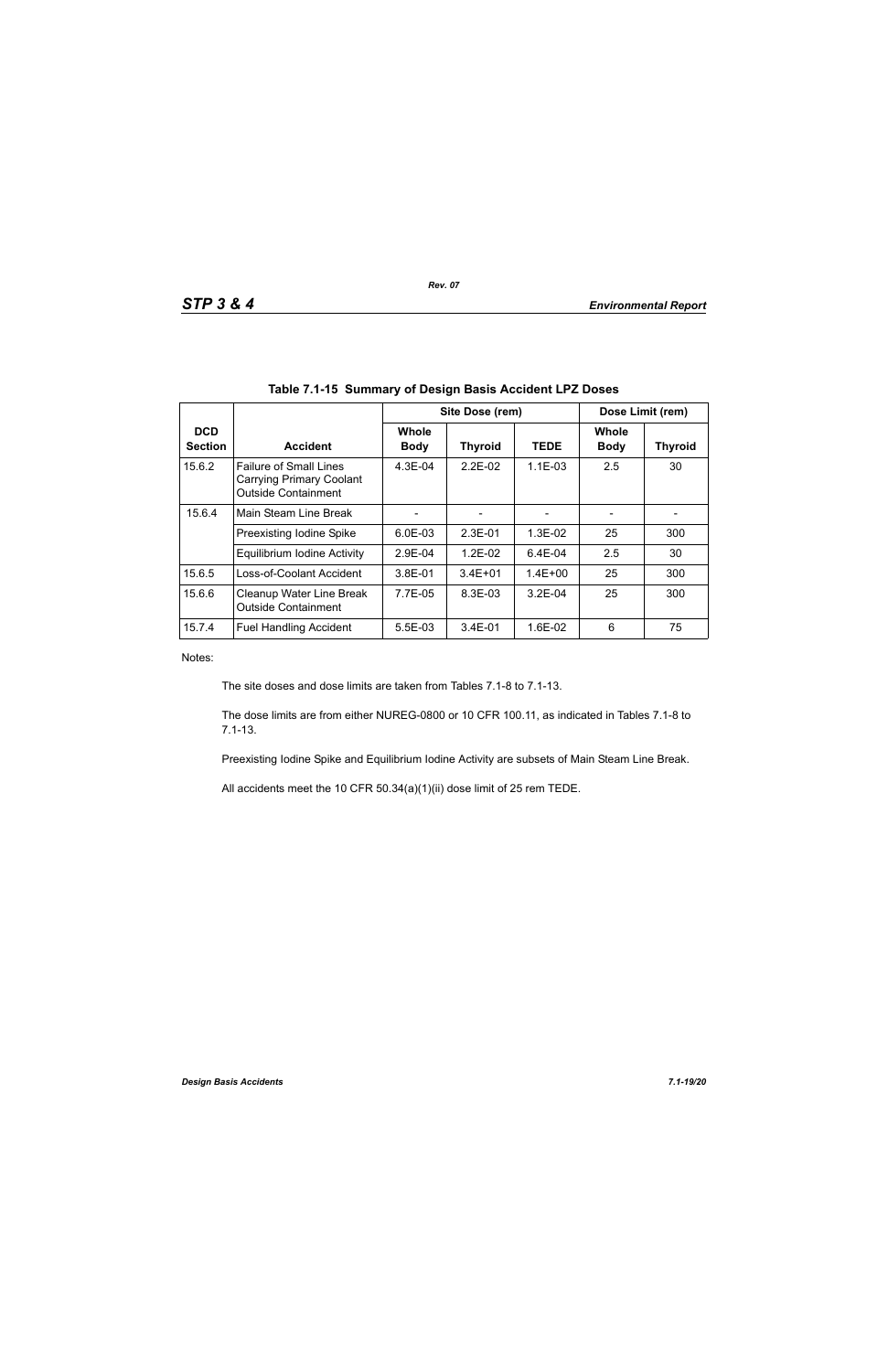## Table 7.1-15 Summary of Design Basis Accident LPZ Doses

| DCD Section | Accident | Site Dose (rem) | | | Dose Limit (rem) | |
|---|---|---|---|---|---|---|
| | | Whole Body | Thyroid | TEDE | Whole Body | Thyroid |
| 15.6.2 | Failure of Small Lines Carrying Primary Coolant Outside Containment | 4.3E-04 | 2.2E-02 | 1.1E-03 | 2.5 | 30 |
| 15.6.4 | Main Steam Line Break | - | - | - | - | - |
| | Preexisting Iodine Spike | 6.0E-03 | 2.3E-01 | 1.3E-02 | 25 | 300 |
| | Equilibrium Iodine Activity | 2.9E-04 | 1.2E-02 | 6.4E-04 | 2.5 | 30 |
| 15.6.5 | Loss-of-Coolant Accident | 3.8E-01 | 3.4E+01 | 1.4E+00 | 25 | 300 |
| 15.6.6 | Cleanup Water Line Break Outside Containment | 7.7E-05 | 8.3E-03 | 3.2E-04 | 25 | 300 |
| 15.7.4 | Fuel Handling Accident | 5.5E-03 | 3.4E-01 | 1.6E-02 | 6 | 75 |

Notes:

The site doses and dose limits are taken from Tables 7.1-8 to 7.1-13.

The dose limits are from either NUREG-0800 or 10 CFR 100.11, as indicated in Tables 7.1-8 to 7.1-13.

Preexisting Iodine Spike and Equilibrium Iodine Activity are subsets of Main Steam Line Break.

All accidents meet the 10 CFR 50.34(a)(1)(ii) dose limit of 25 rem TEDE.